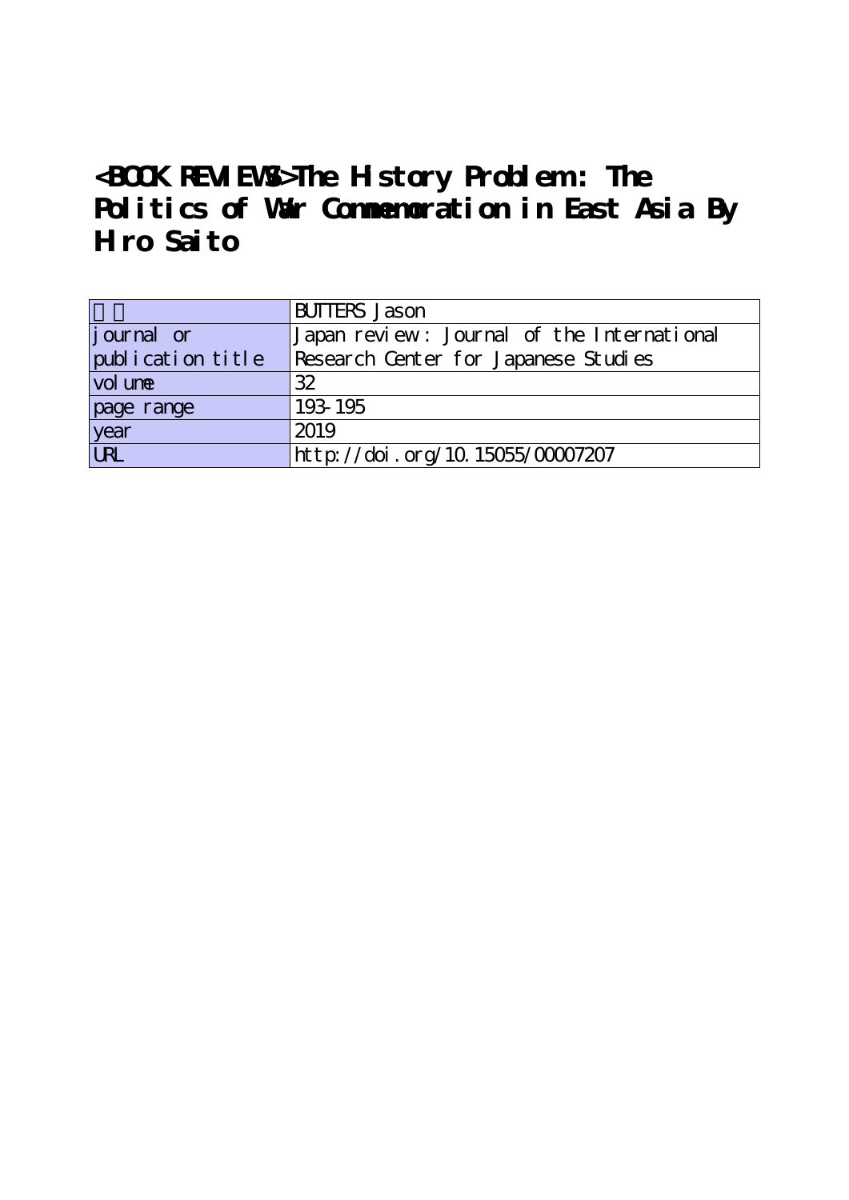# <BOOK REVIEWS>The History Problem: The Politics of War Commemoration in East Asia By Hiro Saito

| 著者 | BUTTERS Jason |
|---|---|
| journal or publication title | Japan review : Journal of the International Research Center for Japanese Studies |
| volume | 32 |
| page range | 193-195 |
| year | 2019 |
| URL | http://doi.org/10.15055/00007207 |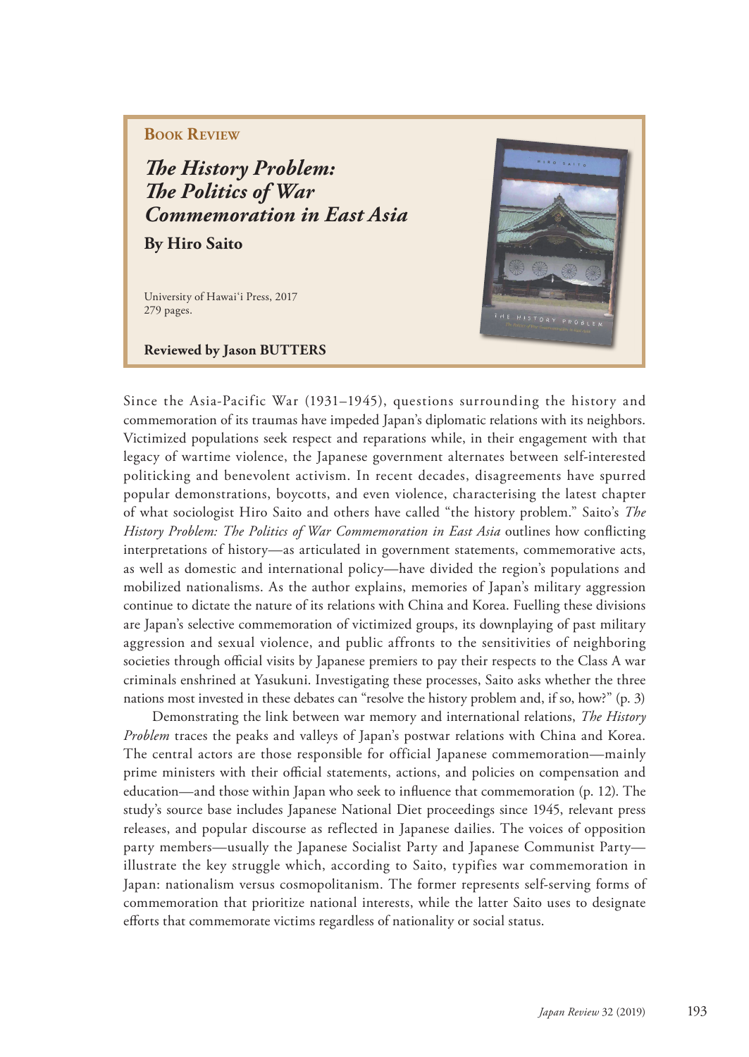**Book Review**

# *The History Problem: The Politics of War Commemoration in East Asia*

**By Hiro Saito**

University of Hawaiʻi Press, 2017
279 pages.

**Reviewed by Jason BUTTERS**

Since the Asia-Pacific War (1931–1945), questions surrounding the history and commemoration of its traumas have impeded Japan's diplomatic relations with its neighbors. Victimized populations seek respect and reparations while, in their engagement with that legacy of wartime violence, the Japanese government alternates between self-interested politicking and benevolent activism. In recent decades, disagreements have spurred popular demonstrations, boycotts, and even violence, characterising the latest chapter of what sociologist Hiro Saito and others have called "the history problem." Saito's *The History Problem: The Politics of War Commemoration in East Asia* outlines how conflicting interpretations of history—as articulated in government statements, commemorative acts, as well as domestic and international policy—have divided the region's populations and mobilized nationalisms. As the author explains, memories of Japan's military aggression continue to dictate the nature of its relations with China and Korea. Fuelling these divisions are Japan's selective commemoration of victimized groups, its downplaying of past military aggression and sexual violence, and public affronts to the sensitivities of neighboring societies through official visits by Japanese premiers to pay their respects to the Class A war criminals enshrined at Yasukuni. Investigating these processes, Saito asks whether the three nations most invested in these debates can "resolve the history problem and, if so, how?" (p. 3)

Demonstrating the link between war memory and international relations, *The History Problem* traces the peaks and valleys of Japan's postwar relations with China and Korea. The central actors are those responsible for official Japanese commemoration—mainly prime ministers with their official statements, actions, and policies on compensation and education—and those within Japan who seek to influence that commemoration (p. 12). The study's source base includes Japanese National Diet proceedings since 1945, relevant press releases, and popular discourse as reflected in Japanese dailies. The voices of opposition party members—usually the Japanese Socialist Party and Japanese Communist Party—illustrate the key struggle which, according to Saito, typifies war commemoration in Japan: nationalism versus cosmopolitanism. The former represents self-serving forms of commemoration that prioritize national interests, while the latter Saito uses to designate efforts that commemorate victims regardless of nationality or social status.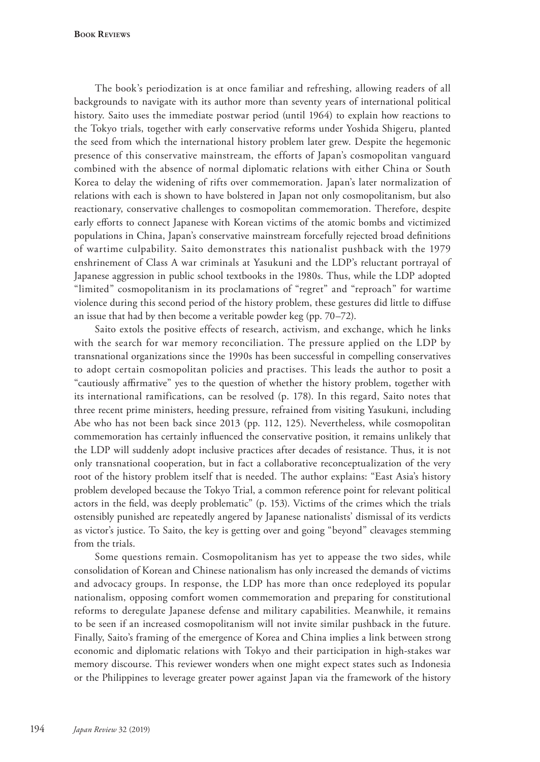The book's periodization is at once familiar and refreshing, allowing readers of all backgrounds to navigate with its author more than seventy years of international political history. Saito uses the immediate postwar period (until 1964) to explain how reactions to the Tokyo trials, together with early conservative reforms under Yoshida Shigeru, planted the seed from which the international history problem later grew. Despite the hegemonic presence of this conservative mainstream, the efforts of Japan's cosmopolitan vanguard combined with the absence of normal diplomatic relations with either China or South Korea to delay the widening of rifts over commemoration. Japan's later normalization of relations with each is shown to have bolstered in Japan not only cosmopolitanism, but also reactionary, conservative challenges to cosmopolitan commemoration. Therefore, despite early efforts to connect Japanese with Korean victims of the atomic bombs and victimized populations in China, Japan's conservative mainstream forcefully rejected broad definitions of wartime culpability. Saito demonstrates this nationalist pushback with the 1979 enshrinement of Class A war criminals at Yasukuni and the LDP's reluctant portrayal of Japanese aggression in public school textbooks in the 1980s. Thus, while the LDP adopted "limited" cosmopolitanism in its proclamations of "regret" and "reproach" for wartime violence during this second period of the history problem, these gestures did little to diffuse an issue that had by then become a veritable powder keg (pp. 70–72).

Saito extols the positive effects of research, activism, and exchange, which he links with the search for war memory reconciliation. The pressure applied on the LDP by transnational organizations since the 1990s has been successful in compelling conservatives to adopt certain cosmopolitan policies and practises. This leads the author to posit a "cautiously affirmative" yes to the question of whether the history problem, together with its international ramifications, can be resolved (p. 178). In this regard, Saito notes that three recent prime ministers, heeding pressure, refrained from visiting Yasukuni, including Abe who has not been back since 2013 (pp. 112, 125). Nevertheless, while cosmopolitan commemoration has certainly influenced the conservative position, it remains unlikely that the LDP will suddenly adopt inclusive practices after decades of resistance. Thus, it is not only transnational cooperation, but in fact a collaborative reconceptualization of the very root of the history problem itself that is needed. The author explains: "East Asia's history problem developed because the Tokyo Trial, a common reference point for relevant political actors in the field, was deeply problematic" (p. 153). Victims of the crimes which the trials ostensibly punished are repeatedly angered by Japanese nationalists' dismissal of its verdicts as victor's justice. To Saito, the key is getting over and going "beyond" cleavages stemming from the trials.

Some questions remain. Cosmopolitanism has yet to appease the two sides, while consolidation of Korean and Chinese nationalism has only increased the demands of victims and advocacy groups. In response, the LDP has more than once redeployed its popular nationalism, opposing comfort women commemoration and preparing for constitutional reforms to deregulate Japanese defense and military capabilities. Meanwhile, it remains to be seen if an increased cosmopolitanism will not invite similar pushback in the future. Finally, Saito's framing of the emergence of Korea and China implies a link between strong economic and diplomatic relations with Tokyo and their participation in high-stakes war memory discourse. This reviewer wonders when one might expect states such as Indonesia or the Philippines to leverage greater power against Japan via the framework of the history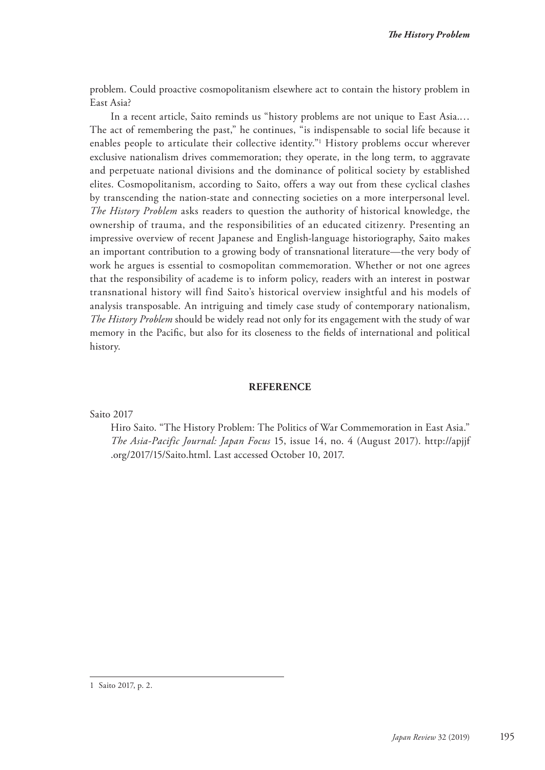problem. Could proactive cosmopolitanism elsewhere act to contain the history problem in East Asia?

In a recent article, Saito reminds us "history problems are not unique to East Asia.… The act of remembering the past," he continues, "is indispensable to social life because it enables people to articulate their collective identity."[1] History problems occur wherever exclusive nationalism drives commemoration; they operate, in the long term, to aggravate and perpetuate national divisions and the dominance of political society by established elites. Cosmopolitanism, according to Saito, offers a way out from these cyclical clashes by transcending the nation-state and connecting societies on a more interpersonal level. *The History Problem* asks readers to question the authority of historical knowledge, the ownership of trauma, and the responsibilities of an educated citizenry. Presenting an impressive overview of recent Japanese and English-language historiography, Saito makes an important contribution to a growing body of transnational literature—the very body of work he argues is essential to cosmopolitan commemoration. Whether or not one agrees that the responsibility of academe is to inform policy, readers with an interest in postwar transnational history will find Saito's historical overview insightful and his models of analysis transposable. An intriguing and timely case study of contemporary nationalism, *The History Problem* should be widely read not only for its engagement with the study of war memory in the Pacific, but also for its closeness to the fields of international and political history.

## REFERENCE

Saito 2017

Hiro Saito. "The History Problem: The Politics of War Commemoration in East Asia." *The Asia-Pacific Journal: Japan Focus* 15, issue 14, no. 4 (August 2017). http://apjjf.org/2017/15/Saito.html. Last accessed October 10, 2017.

---

1 Saito 2017, p. 2.